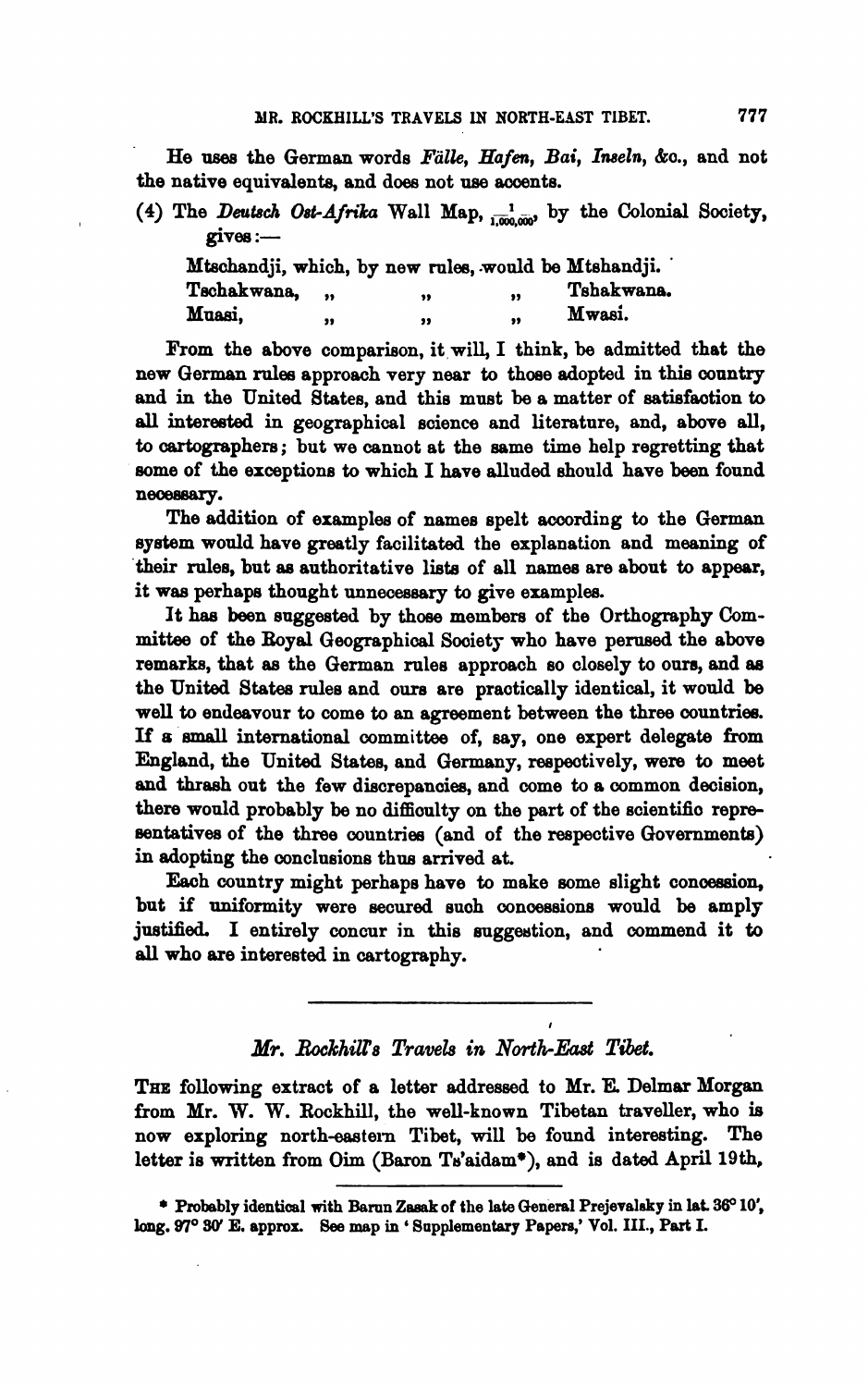He uses the German words *Fälle, Hafen, Bai, Inseln*, &c., and not the native equivalents, and does not use accents.

(4) The *Deutsch Ost-Afrika* Wall Map, $\frac{1}{1,000,000}$, by the Colonial Society, gives:—

| | | | | |
|---|---|---|---|---|
| Mtschandji, | which, | by new rules, | would be | Mtshandji. |
| Tschakwana, | " | " | " | Tshakwana. |
| Muasi, | " | " | " | Mwasi. |

From the above comparison, it will, I think, be admitted that the new German rules approach very near to those adopted in this country and in the United States, and this must be a matter of satisfaction to all interested in geographical science and literature, and, above all, to cartographers; but we cannot at the same time help regretting that some of the exceptions to which I have alluded should have been found necessary.

The addition of examples of names spelt according to the German system would have greatly facilitated the explanation and meaning of their rules, but as authoritative lists of all names are about to appear, it was perhaps thought unnecessary to give examples.

It has been suggested by those members of the Orthography Committee of the Royal Geographical Society who have perused the above remarks, that as the German rules approach so closely to ours, and as the United States rules and ours are practically identical, it would be well to endeavour to come to an agreement between the three countries. If a small international committee of, say, one expert delegate from England, the United States, and Germany, respectively, were to meet and thrash out the few discrepancies, and come to a common decision, there would probably be no difficulty on the part of the scientific representatives of the three countries (and of the respective Governments) in adopting the conclusions thus arrived at.

Each country might perhaps have to make some slight concession, but if uniformity were secured such concessions would be amply justified. I entirely concur in this suggestion, and commend it to all who are interested in cartography.

---

## *Mr. Rockhill's Travels in North-East Tibet.*

The following extract of a letter addressed to Mr. E. Delmar Morgan from Mr. W. W. Rockhill, the well-known Tibetan traveller, who is now exploring north-eastern Tibet, will be found interesting. The letter is written from Oim (Baron Ts'aidam*), and is dated April 19th,

* Probably identical with Barun Zasak of the late General Prejevalsky in lat. 36° 10′, long. 97° 30′ E. approx. See map in 'Supplementary Papers,' Vol. III., Part I.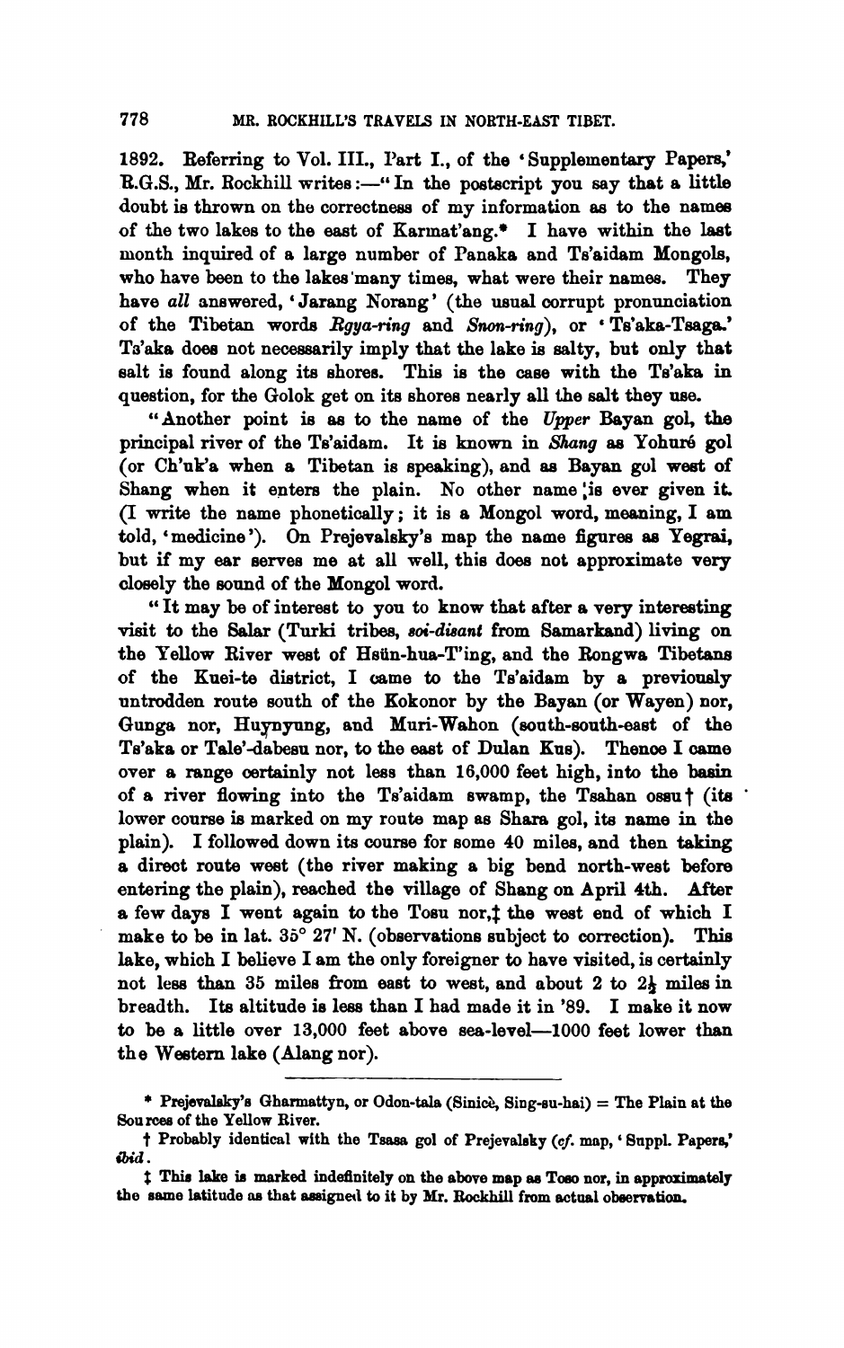1892. Referring to Vol. III., Part I., of the 'Supplementary Papers,' R.G.S., Mr. Rockhill writes:—"In the postscript you say that a little doubt is thrown on the correctness of my information as to the names of the two lakes to the east of Karmat'ang.* I have within the last month inquired of a large number of Panaka and Ts'aidam Mongols, who have been to the lakes many times, what were their names. They have *all* answered, 'Jarang Norang' (the usual corrupt pronunciation of the Tibetan words *Rgya-ring* and *Snon-ring*), or 'Ts'aka-Tsaga.' Ts'aka does not necessarily imply that the lake is salty, but only that salt is found along its shores. This is the case with the Ts'aka in question, for the Golok get on its shores nearly all the salt they use.

"Another point is as to the name of the *Upper* Bayan gol, the principal river of the Ts'aidam. It is known in *Shang* as Yohuré gol (or Ch'uk'a when a Tibetan is speaking), and as Bayan gol west of Shang when it enters the plain. No other name is ever given it. (I write the name phonetically; it is a Mongol word, meaning, I am told, 'medicine'). On Prejevalsky's map the name figures as Yegrai, but if my ear serves me at all well, this does not approximate very closely the sound of the Mongol word.

"It may be of interest to you to know that after a very interesting visit to the Salar (Turki tribes, *soi-disant* from Samarkand) living on the Yellow River west of Hsün-hua-T'ing, and the Rongwa Tibetans of the Kuei-te district, I came to the Ts'aidam by a previously untrodden route south of the Kokonor by the Bayan (or Wayen) nor, Gunga nor, Huynyung, and Muri-Wahon (south-south-east of the Ts'aka or Tale'-dabesu nor, to the east of Dulan Kus). Thence I came over a range certainly not less than 16,000 feet high, into the basin of a river flowing into the Ts'aidam swamp, the Tsahan ossu† (its lower course is marked on my route map as Shara gol, its name in the plain). I followed down its course for some 40 miles, and then taking a direct route west (the river making a big bend north-west before entering the plain), reached the village of Shang on April 4th. After a few days I went again to the Tosu nor,‡ the west end of which I make to be in lat. 35° 27′ N. (observations subject to correction). This lake, which I believe I am the only foreigner to have visited, is certainly not less than 35 miles from east to west, and about 2 to 2½ miles in breadth. Its altitude is less than I had made it in '89. I make it now to be a little over 13,000 feet above sea-level—1000 feet lower than the Western lake (Alang nor).

---

\* Prejevalsky's Gharmattyn, or Odon-tala (Sinicè, Sing-su-hai) = The Plain at the Sources of the Yellow River.

† Probably identical with the Tsasa gol of Prejevalsky (*cf.* map, 'Suppl. Papers,' *ibid*.

‡ This lake is marked indefinitely on the above map as Toso nor, in approximately the same latitude as that assigned to it by Mr. Rockhill from actual observation.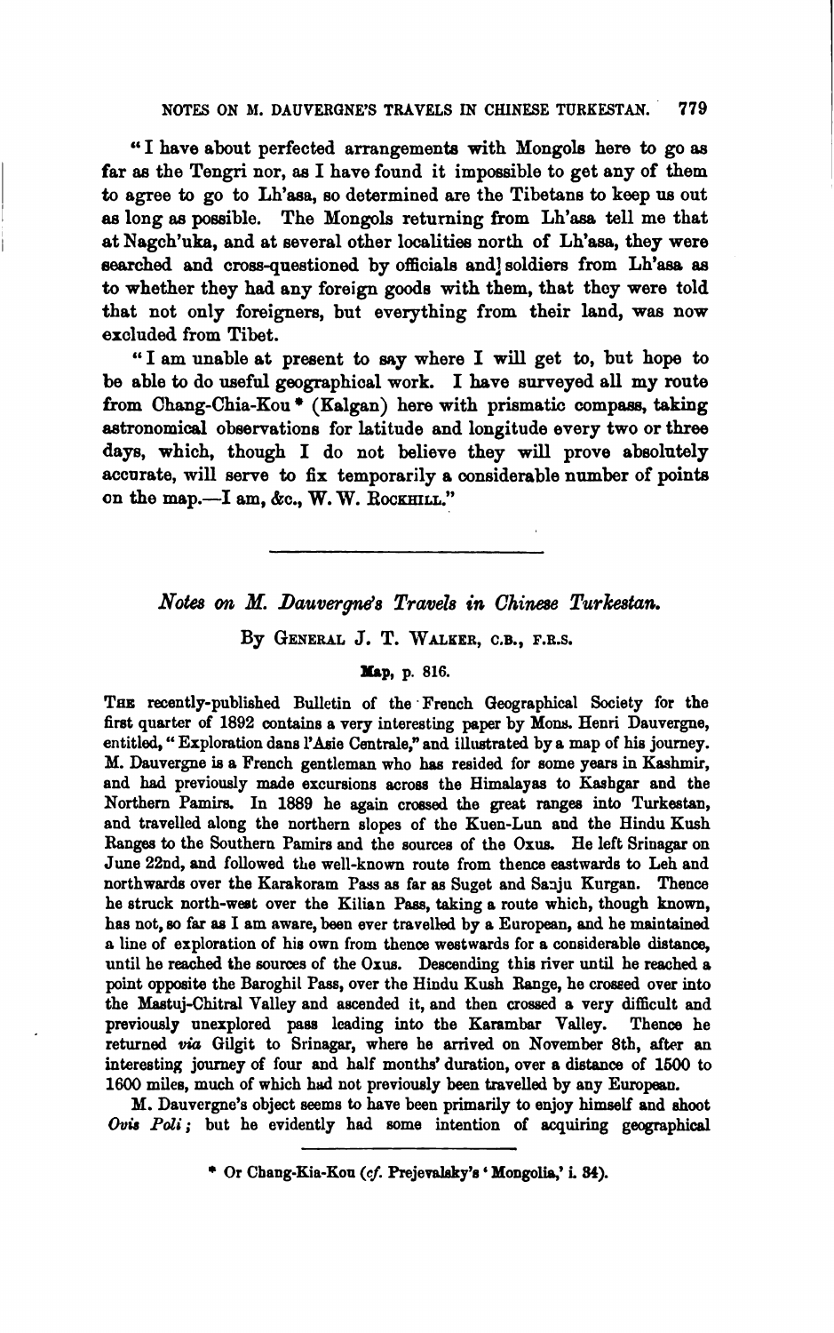"I have about perfected arrangements with Mongols here to go as far as the Tengri nor, as I have found it impossible to get any of them to agree to go to Lh'asa, so determined are the Tibetans to keep us out as long as possible. The Mongols returning from Lh'asa tell me that at Nagch'uka, and at several other localities north of Lh'asa, they were searched and cross-questioned by officials and soldiers from Lh'asa as to whether they had any foreign goods with them, that they were told that not only foreigners, but everything from their land, was now excluded from Tibet.

"I am unable at present to say where I will get to, but hope to be able to do useful geographical work. I have surveyed all my route from Chang-Chia-Kou * (Kalgan) here with prismatic compass, taking astronomical observations for latitude and longitude every two or three days, which, though I do not believe they will prove absolutely accurate, will serve to fix temporarily a considerable number of points on the map.—I am, &c., W. W. ROCKHILL."

---

## *Notes on M. Dauvergne's Travels in Chinese Turkestan.*

By GENERAL J. T. WALKER, C.B., F.R.S.

**Map**, p. 816.

THE recently-published Bulletin of the French Geographical Society for the first quarter of 1892 contains a very interesting paper by Mons. Henri Dauvergne, entitled, "Exploration dans l'Asie Centrale," and illustrated by a map of his journey. M. Dauvergne is a French gentleman who has resided for some years in Kashmir, and had previously made excursions across the Himalayas to Kashgar and the Northern Pamirs. In 1889 he again crossed the great ranges into Turkestan, and travelled along the northern slopes of the Kuen-Lun and the Hindu Kush Ranges to the Southern Pamirs and the sources of the Oxus. He left Srinagar on June 22nd, and followed the well-known route from thence eastwards to Leh and northwards over the Karakoram Pass as far as Suget and Sanju Kurgan. Thence he struck north-west over the Kilian Pass, taking a route which, though known, has not, so far as I am aware, been ever travelled by a European, and he maintained a line of exploration of his own from thence westwards for a considerable distance, until he reached the sources of the Oxus. Descending this river until he reached a point opposite the Baroghil Pass, over the Hindu Kush Range, he crossed over into the Mastuj-Chitral Valley and ascended it, and then crossed a very difficult and previously unexplored pass leading into the Karambar Valley. Thence he returned *via* Gilgit to Srinagar, where he arrived on November 8th, after an interesting journey of four and half months' duration, over a distance of 1500 to 1600 miles, much of which had not previously been travelled by any European.

M. Dauvergne's object seems to have been primarily to enjoy himself and shoot *Ovis Poli*; but he evidently had some intention of acquiring geographical

* Or Chang-Kia-Kou (*cf.* Prejevalsky's 'Mongolia,' i. 34).